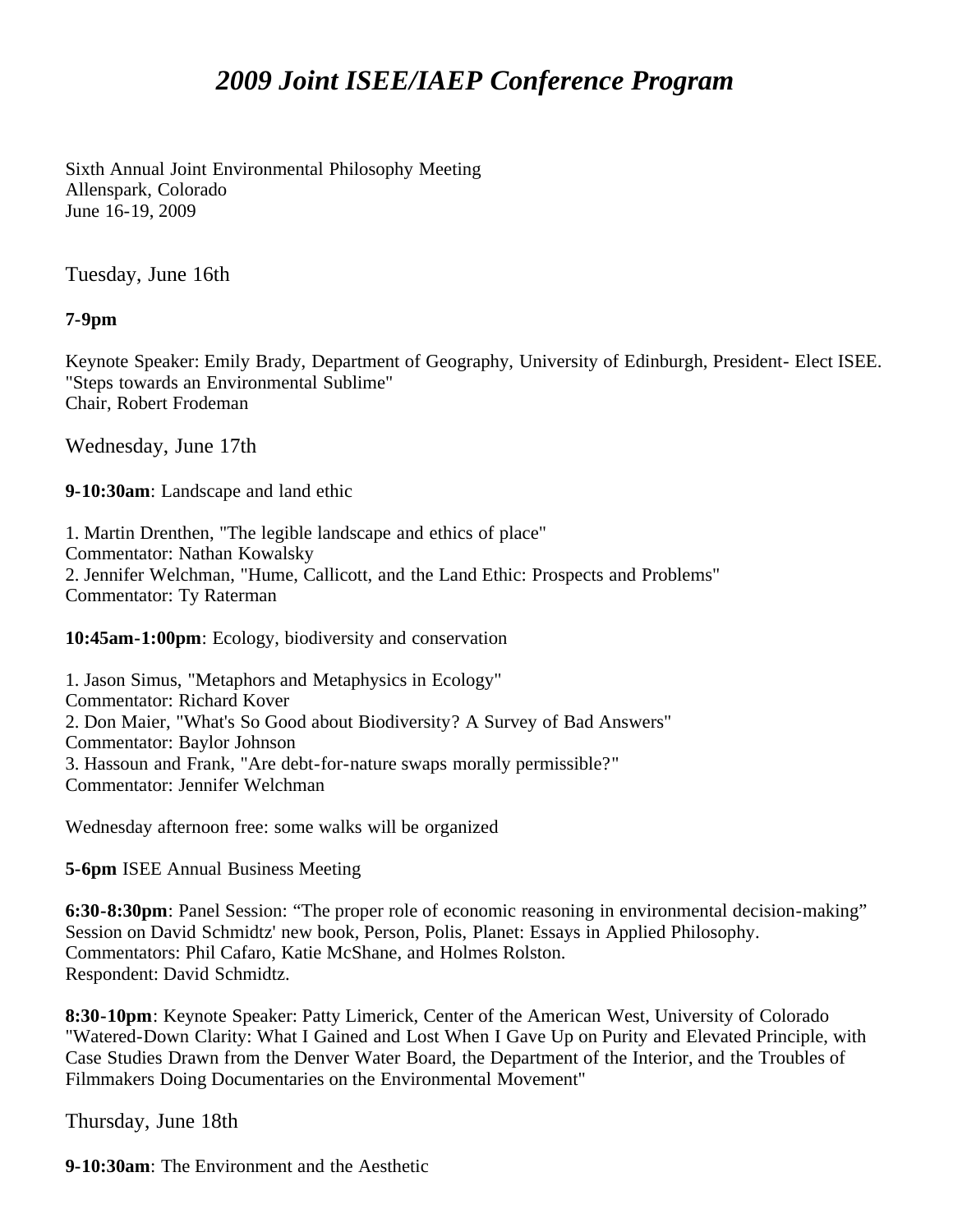# *2009 Joint ISEE/IAEP Conference Program*

Sixth Annual Joint Environmental Philosophy Meeting
Allenspark, Colorado
June 16-19, 2009

## Tuesday, June 16th

**7-9pm**

Keynote Speaker: Emily Brady, Department of Geography, University of Edinburgh, President- Elect ISEE.
"Steps towards an Environmental Sublime"
Chair, Robert Frodeman

## Wednesday, June 17th

**9-10:30am**: Landscape and land ethic

1. Martin Drenthen, "The legible landscape and ethics of place"
Commentator: Nathan Kowalsky
2. Jennifer Welchman, "Hume, Callicott, and the Land Ethic: Prospects and Problems"
Commentator: Ty Raterman

**10:45am-1:00pm**: Ecology, biodiversity and conservation

1. Jason Simus, "Metaphors and Metaphysics in Ecology"
Commentator: Richard Kover
2. Don Maier, "What's So Good about Biodiversity? A Survey of Bad Answers"
Commentator: Baylor Johnson
3. Hassoun and Frank, "Are debt-for-nature swaps morally permissible?"
Commentator: Jennifer Welchman

Wednesday afternoon free: some walks will be organized

**5-6pm** ISEE Annual Business Meeting

**6:30-8:30pm**: Panel Session: "The proper role of economic reasoning in environmental decision-making"
Session on David Schmidtz' new book, Person, Polis, Planet: Essays in Applied Philosophy.
Commentators: Phil Cafaro, Katie McShane, and Holmes Rolston.
Respondent: David Schmidtz.

**8:30-10pm**: Keynote Speaker: Patty Limerick, Center of the American West, University of Colorado
"Watered-Down Clarity: What I Gained and Lost When I Gave Up on Purity and Elevated Principle, with Case Studies Drawn from the Denver Water Board, the Department of the Interior, and the Troubles of Filmmakers Doing Documentaries on the Environmental Movement"

## Thursday, June 18th

**9-10:30am**: The Environment and the Aesthetic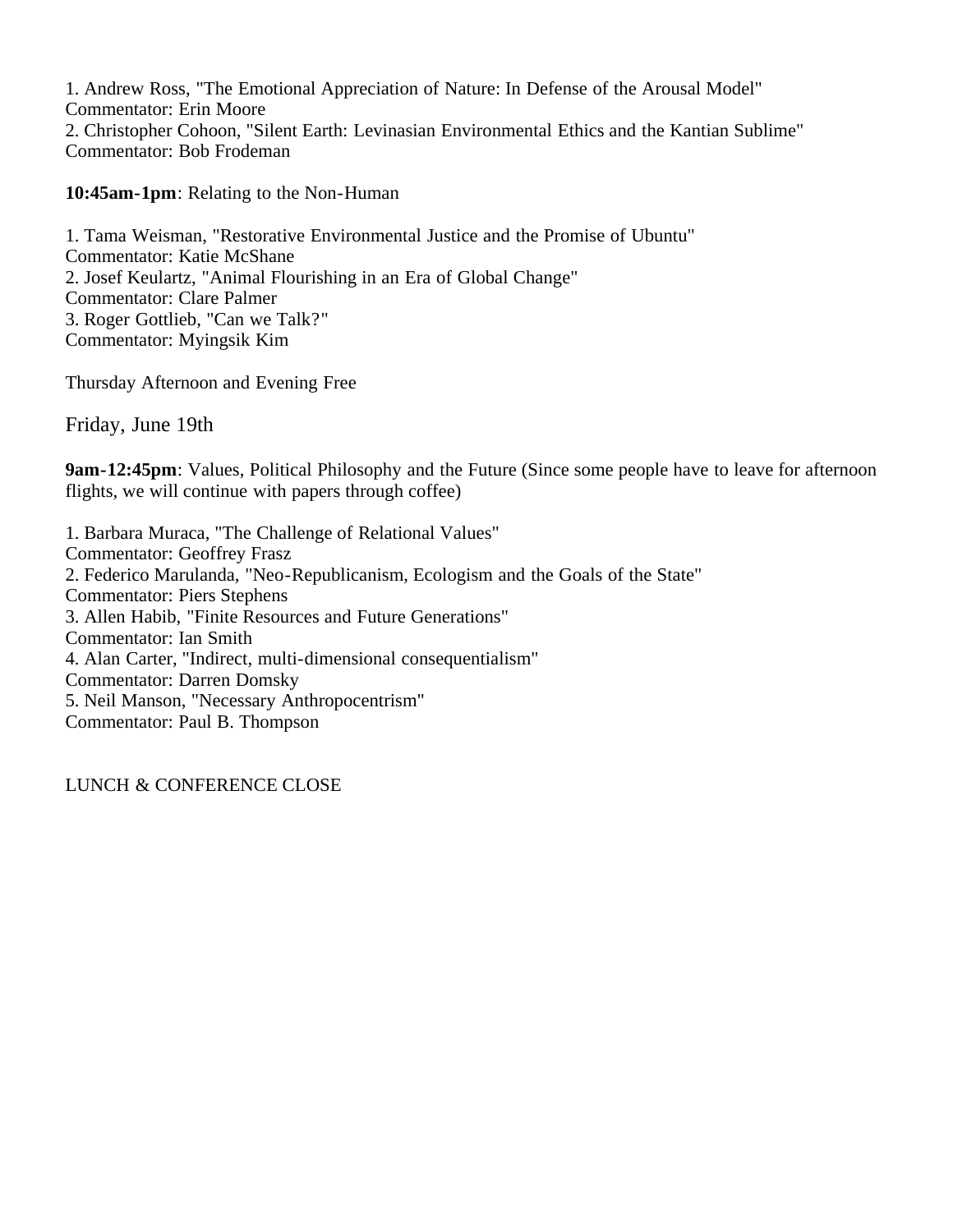1. Andrew Ross, "The Emotional Appreciation of Nature: In Defense of the Arousal Model"
Commentator: Erin Moore
2. Christopher Cohoon, "Silent Earth: Levinasian Environmental Ethics and the Kantian Sublime"
Commentator: Bob Frodeman

**10:45am-1pm**: Relating to the Non-Human

1. Tama Weisman, "Restorative Environmental Justice and the Promise of Ubuntu"
Commentator: Katie McShane
2. Josef Keulartz, "Animal Flourishing in an Era of Global Change"
Commentator: Clare Palmer
3. Roger Gottlieb, "Can we Talk?"
Commentator: Myingsik Kim

Thursday Afternoon and Evening Free

## Friday, June 19th

**9am-12:45pm**: Values, Political Philosophy and the Future (Since some people have to leave for afternoon flights, we will continue with papers through coffee)

1. Barbara Muraca, "The Challenge of Relational Values"
Commentator: Geoffrey Frasz
2. Federico Marulanda, "Neo-Republicanism, Ecologism and the Goals of the State"
Commentator: Piers Stephens
3. Allen Habib, "Finite Resources and Future Generations"
Commentator: Ian Smith
4. Alan Carter, "Indirect, multi-dimensional consequentialism"
Commentator: Darren Domsky
5. Neil Manson, "Necessary Anthropocentrism"
Commentator: Paul B. Thompson

LUNCH & CONFERENCE CLOSE